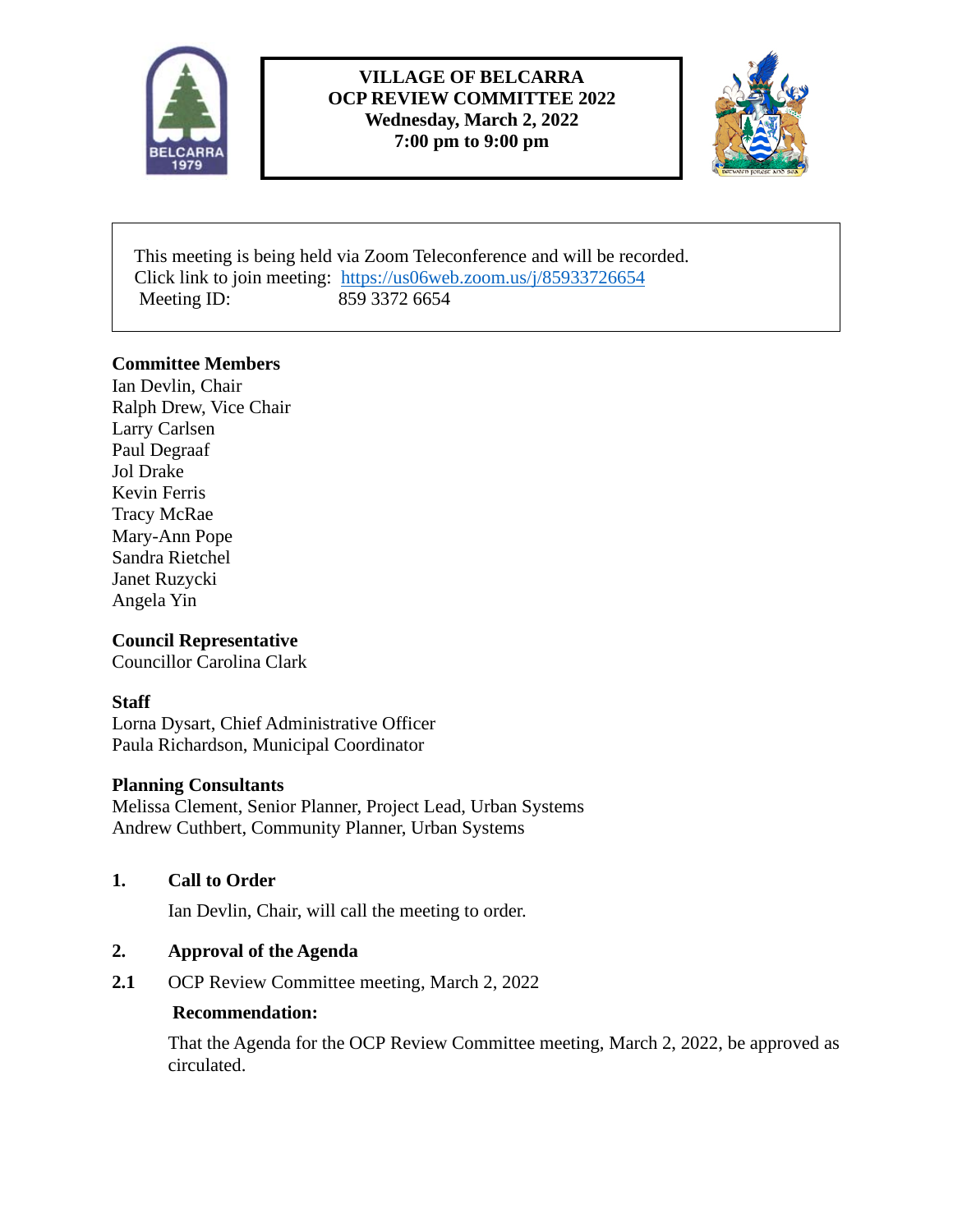# VILLAGE OF BELCARRA
# OCP REVIEW COMMITTEE 2022
## Wednesday, March 2, 2022
## 7:00 pm to 9:00 pm

This meeting is being held via Zoom Teleconference and will be recorded.
Click link to join meeting: https://us06web.zoom.us/j/85933726654
Meeting ID: 859 3372 6654

**Committee Members**
Ian Devlin, Chair
Ralph Drew, Vice Chair
Larry Carlsen
Paul Degraaf
Jol Drake
Kevin Ferris
Tracy McRae
Mary-Ann Pope
Sandra Rietchel
Janet Ruzycki
Angela Yin

**Council Representative**
Councillor Carolina Clark

**Staff**
Lorna Dysart, Chief Administrative Officer
Paula Richardson, Municipal Coordinator

**Planning Consultants**
Melissa Clement, Senior Planner, Project Lead, Urban Systems
Andrew Cuthbert, Community Planner, Urban Systems

## 1. Call to Order

Ian Devlin, Chair, will call the meeting to order.

## 2. Approval of the Agenda

**2.1** OCP Review Committee meeting, March 2, 2022

**Recommendation:**

That the Agenda for the OCP Review Committee meeting, March 2, 2022, be approved as circulated.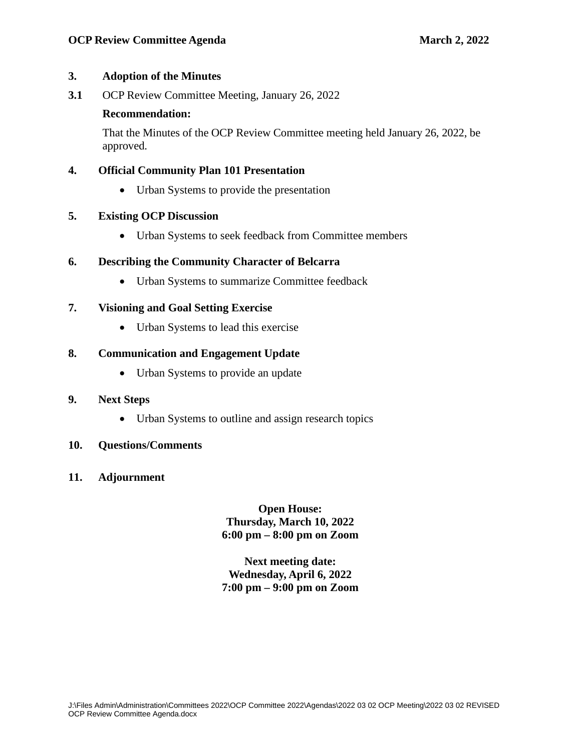**3. Adoption of the Minutes**

**3.1** OCP Review Committee Meeting, January 26, 2022

**Recommendation:**

That the Minutes of the OCP Review Committee meeting held January 26, 2022, be approved.

**4. Official Community Plan 101 Presentation**

- Urban Systems to provide the presentation

**5. Existing OCP Discussion**

- Urban Systems to seek feedback from Committee members

**6. Describing the Community Character of Belcarra**

- Urban Systems to summarize Committee feedback

**7. Visioning and Goal Setting Exercise**

- Urban Systems to lead this exercise

**8. Communication and Engagement Update**

- Urban Systems to provide an update

**9. Next Steps**

- Urban Systems to outline and assign research topics

**10. Questions/Comments**

**11. Adjournment**

**Open House:**
**Thursday, March 10, 2022**
**6:00 pm – 8:00 pm on Zoom**

**Next meeting date:**
**Wednesday, April 6, 2022**
**7:00 pm – 9:00 pm on Zoom**

J:\Files Admin\Administration\Committees 2022\OCP Committee 2022\Agendas\2022 03 02 OCP Meeting\2022 03 02 REVISED OCP Review Committee Agenda.docx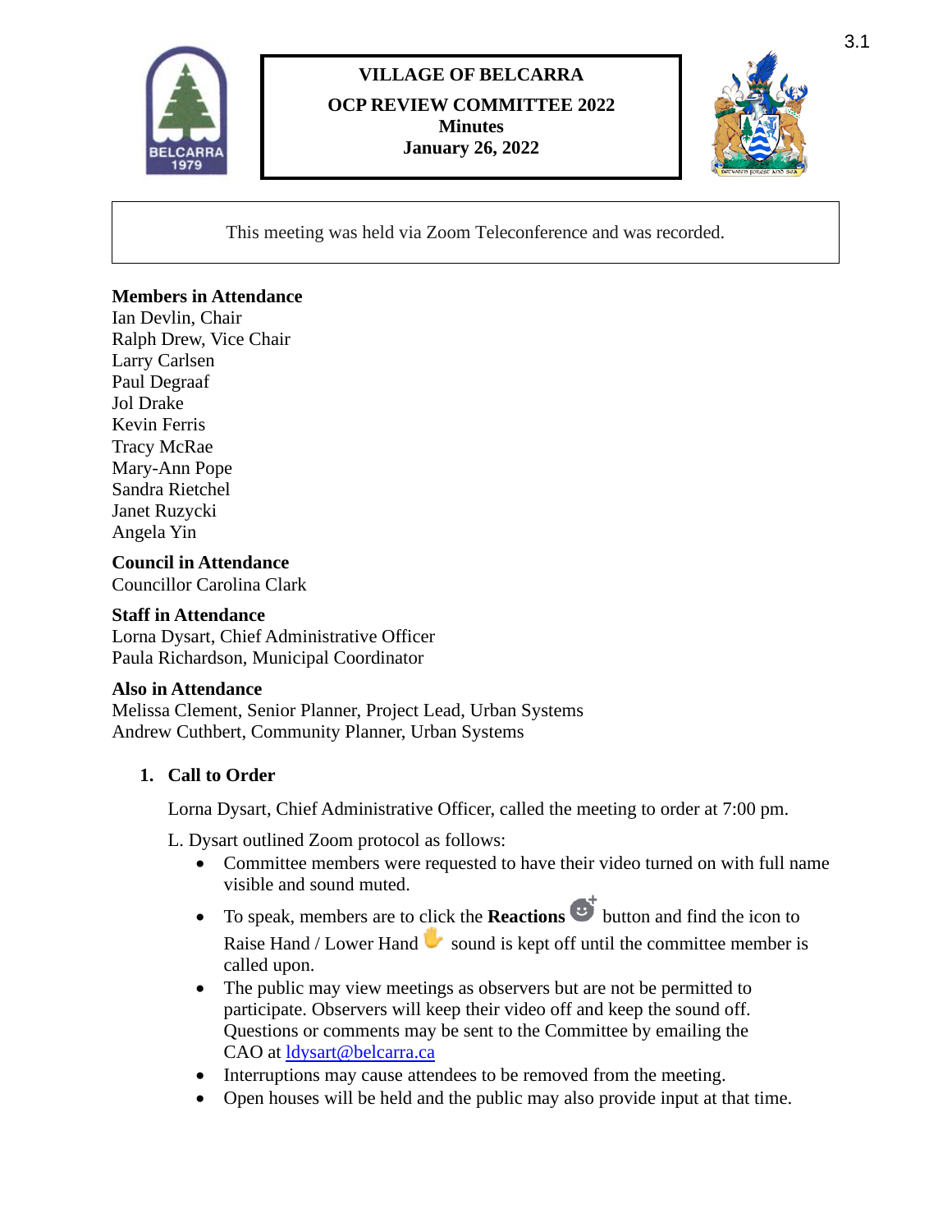# VILLAGE OF BELCARRA

## OCP REVIEW COMMITTEE 2022
**Minutes**
**January 26, 2022**

This meeting was held via Zoom Teleconference and was recorded.

**Members in Attendance**
Ian Devlin, Chair
Ralph Drew, Vice Chair
Larry Carlsen
Paul Degraaf
Jol Drake
Kevin Ferris
Tracy McRae
Mary-Ann Pope
Sandra Rietchel
Janet Ruzycki
Angela Yin

**Council in Attendance**
Councillor Carolina Clark

**Staff in Attendance**
Lorna Dysart, Chief Administrative Officer
Paula Richardson, Municipal Coordinator

**Also in Attendance**
Melissa Clement, Senior Planner, Project Lead, Urban Systems
Andrew Cuthbert, Community Planner, Urban Systems

1. **Call to Order**

   Lorna Dysart, Chief Administrative Officer, called the meeting to order at 7:00 pm.

   L. Dysart outlined Zoom protocol as follows:

   - Committee members were requested to have their video turned on with full name visible and sound muted.
   - To speak, members are to click the **Reactions** button and find the icon to Raise Hand / Lower Hand sound is kept off until the committee member is called upon.
   - The public may view meetings as observers but are not be permitted to participate. Observers will keep their video off and keep the sound off. Questions or comments may be sent to the Committee by emailing the CAO at ldysart@belcarra.ca
   - Interruptions may cause attendees to be removed from the meeting.
   - Open houses will be held and the public may also provide input at that time.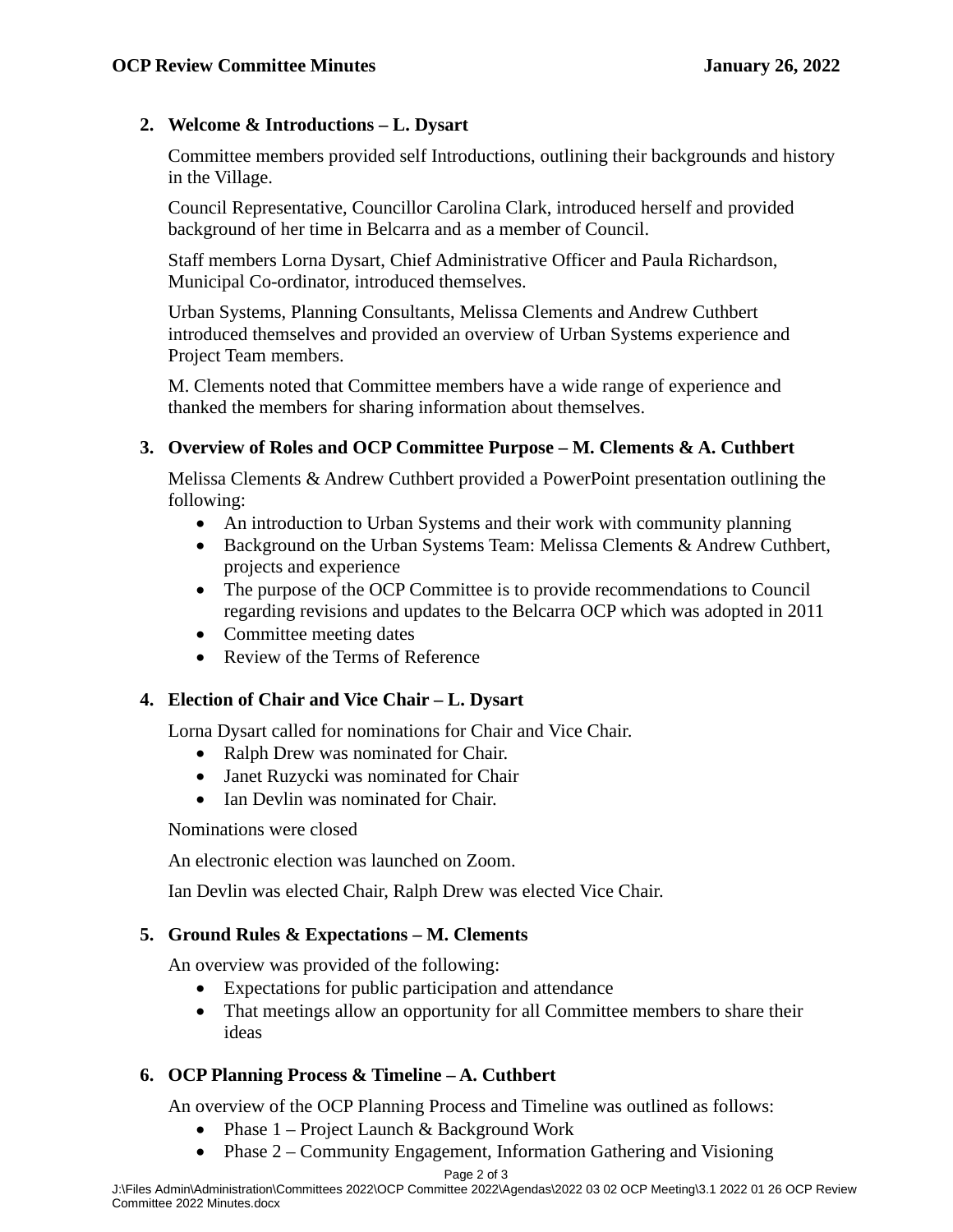2. **Welcome & Introductions – L. Dysart**

   Committee members provided self Introductions, outlining their backgrounds and history in the Village.

   Council Representative, Councillor Carolina Clark, introduced herself and provided background of her time in Belcarra and as a member of Council.

   Staff members Lorna Dysart, Chief Administrative Officer and Paula Richardson, Municipal Co-ordinator, introduced themselves.

   Urban Systems, Planning Consultants, Melissa Clements and Andrew Cuthbert introduced themselves and provided an overview of Urban Systems experience and Project Team members.

   M. Clements noted that Committee members have a wide range of experience and thanked the members for sharing information about themselves.

3. **Overview of Roles and OCP Committee Purpose – M. Clements & A. Cuthbert**

   Melissa Clements & Andrew Cuthbert provided a PowerPoint presentation outlining the following:
   - An introduction to Urban Systems and their work with community planning
   - Background on the Urban Systems Team: Melissa Clements & Andrew Cuthbert, projects and experience
   - The purpose of the OCP Committee is to provide recommendations to Council regarding revisions and updates to the Belcarra OCP which was adopted in 2011
   - Committee meeting dates
   - Review of the Terms of Reference

4. **Election of Chair and Vice Chair – L. Dysart**

   Lorna Dysart called for nominations for Chair and Vice Chair.
   - Ralph Drew was nominated for Chair.
   - Janet Ruzycki was nominated for Chair
   - Ian Devlin was nominated for Chair.

   Nominations were closed

   An electronic election was launched on Zoom.

   Ian Devlin was elected Chair, Ralph Drew was elected Vice Chair.

5. **Ground Rules & Expectations – M. Clements**

   An overview was provided of the following:
   - Expectations for public participation and attendance
   - That meetings allow an opportunity for all Committee members to share their ideas

6. **OCP Planning Process & Timeline – A. Cuthbert**

   An overview of the OCP Planning Process and Timeline was outlined as follows:
   - Phase 1 – Project Launch & Background Work
   - Phase 2 – Community Engagement, Information Gathering and Visioning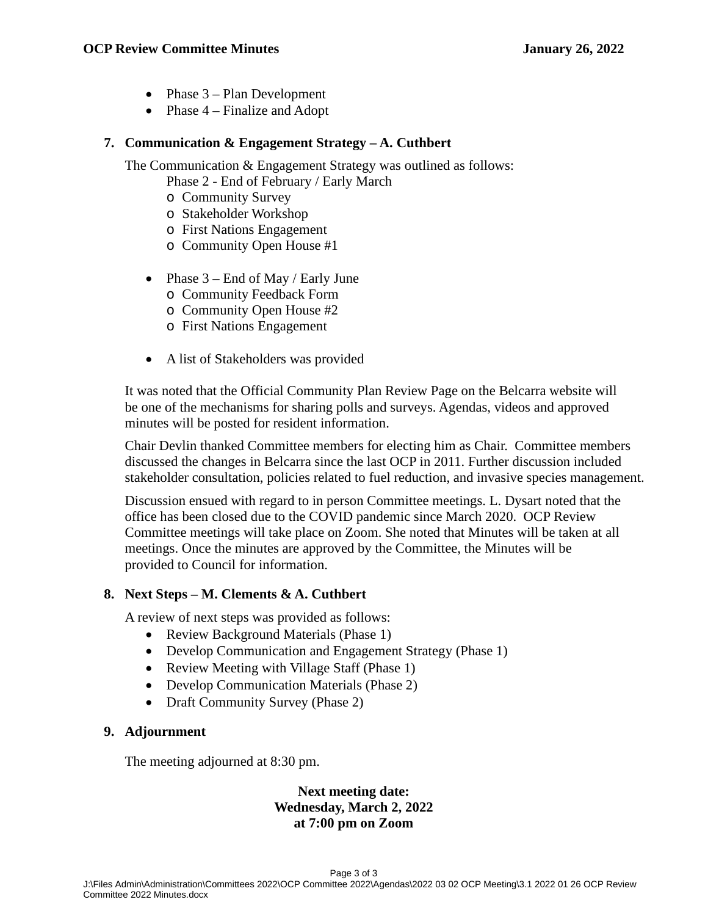- Phase 3 – Plan Development
- Phase 4 – Finalize and Adopt

**7. Communication & Engagement Strategy – A. Cuthbert**

The Communication & Engagement Strategy was outlined as follows:

Phase 2 - End of February / Early March
  - Community Survey
  - Stakeholder Workshop
  - First Nations Engagement
  - Community Open House #1

- Phase 3 – End of May / Early June
  - Community Feedback Form
  - Community Open House #2
  - First Nations Engagement

- A list of Stakeholders was provided

It was noted that the Official Community Plan Review Page on the Belcarra website will be one of the mechanisms for sharing polls and surveys. Agendas, videos and approved minutes will be posted for resident information.

Chair Devlin thanked Committee members for electing him as Chair. Committee members discussed the changes in Belcarra since the last OCP in 2011. Further discussion included stakeholder consultation, policies related to fuel reduction, and invasive species management.

Discussion ensued with regard to in person Committee meetings. L. Dysart noted that the office has been closed due to the COVID pandemic since March 2020. OCP Review Committee meetings will take place on Zoom. She noted that Minutes will be taken at all meetings. Once the minutes are approved by the Committee, the Minutes will be provided to Council for information.

**8. Next Steps – M. Clements & A. Cuthbert**

A review of next steps was provided as follows:

- Review Background Materials (Phase 1)
- Develop Communication and Engagement Strategy (Phase 1)
- Review Meeting with Village Staff (Phase 1)
- Develop Communication Materials (Phase 2)
- Draft Community Survey (Phase 2)

**9. Adjournment**

The meeting adjourned at 8:30 pm.

**Next meeting date:**
**Wednesday, March 2, 2022**
**at 7:00 pm on Zoom**

J:\Files Admin\Administration\Committees 2022\OCP Committee 2022\Agendas\2022 03 02 OCP Meeting\3.1 2022 01 26 OCP Review Committee 2022 Minutes.docx